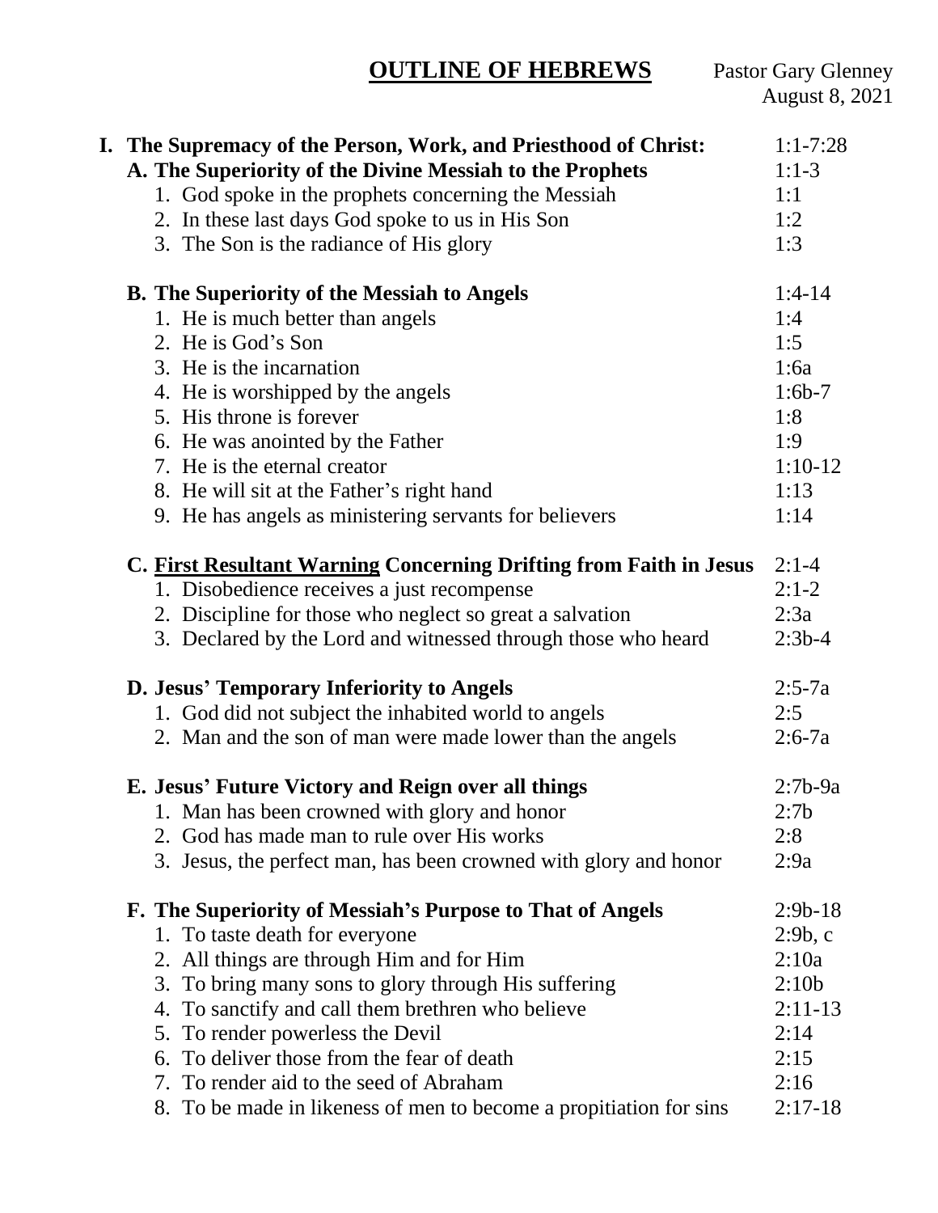# OUTLINE OF HEBREWS

Pastor Gary Glenney
August 8, 2021

| | |
|---|---|
| **I. The Supremacy of the Person, Work, and Priesthood of Christ:** | 1:1-7:28 |
| **A. The Superiority of the Divine Messiah to the Prophets** | 1:1-3 |
| 1. God spoke in the prophets concerning the Messiah | 1:1 |
| 2. In these last days God spoke to us in His Son | 1:2 |
| 3. The Son is the radiance of His glory | 1:3 |
| **B. The Superiority of the Messiah to Angels** | 1:4-14 |
| 1. He is much better than angels | 1:4 |
| 2. He is God's Son | 1:5 |
| 3. He is the incarnation | 1:6a |
| 4. He is worshipped by the angels | 1:6b-7 |
| 5. His throne is forever | 1:8 |
| 6. He was anointed by the Father | 1:9 |
| 7. He is the eternal creator | 1:10-12 |
| 8. He will sit at the Father's right hand | 1:13 |
| 9. He has angels as ministering servants for believers | 1:14 |
| **C. <u>First Resultant Warning</u> Concerning Drifting from Faith in Jesus** | 2:1-4 |
| 1. Disobedience receives a just recompense | 2:1-2 |
| 2. Discipline for those who neglect so great a salvation | 2:3a |
| 3. Declared by the Lord and witnessed through those who heard | 2:3b-4 |
| **D. Jesus' Temporary Inferiority to Angels** | 2:5-7a |
| 1. God did not subject the inhabited world to angels | 2:5 |
| 2. Man and the son of man were made lower than the angels | 2:6-7a |
| **E. Jesus' Future Victory and Reign over all things** | 2:7b-9a |
| 1. Man has been crowned with glory and honor | 2:7b |
| 2. God has made man to rule over His works | 2:8 |
| 3. Jesus, the perfect man, has been crowned with glory and honor | 2:9a |
| **F. The Superiority of Messiah's Purpose to That of Angels** | 2:9b-18 |
| 1. To taste death for everyone | 2:9b, c |
| 2. All things are through Him and for Him | 2:10a |
| 3. To bring many sons to glory through His suffering | 2:10b |
| 4. To sanctify and call them brethren who believe | 2:11-13 |
| 5. To render powerless the Devil | 2:14 |
| 6. To deliver those from the fear of death | 2:15 |
| 7. To render aid to the seed of Abraham | 2:16 |
| 8. To be made in likeness of men to become a propitiation for sins | 2:17-18 |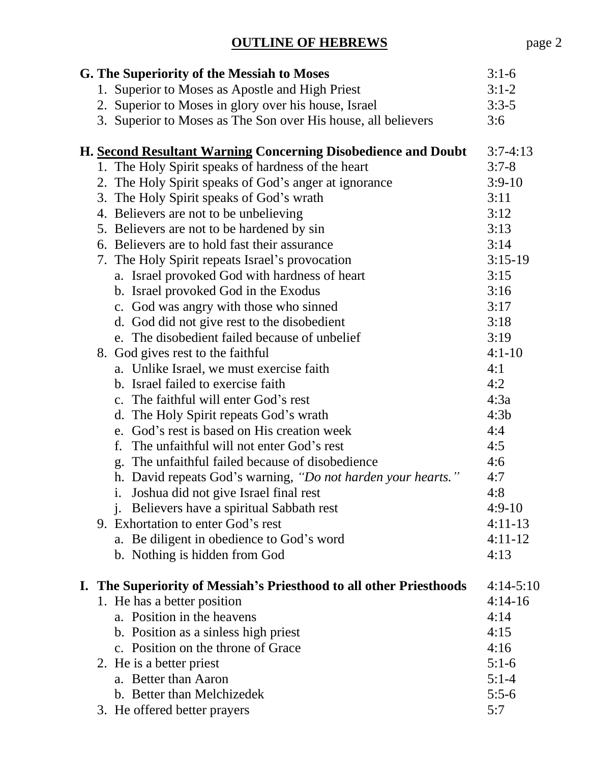## OUTLINE OF HEBREWS

| | |
|---|---|
| **G. The Superiority of the Messiah to Moses** | 3:1-6 |
| 1. Superior to Moses as Apostle and High Priest | 3:1-2 |
| 2. Superior to Moses in glory over his house, Israel | 3:3-5 |
| 3. Superior to Moses as The Son over His house, all believers | 3:6 |
| **H. <u>Second Resultant Warning</u> Concerning Disobedience and Doubt** | 3:7-4:13 |
| 1. The Holy Spirit speaks of hardness of the heart | 3:7-8 |
| 2. The Holy Spirit speaks of God's anger at ignorance | 3:9-10 |
| 3. The Holy Spirit speaks of God's wrath | 3:11 |
| 4. Believers are not to be unbelieving | 3:12 |
| 5. Believers are not to be hardened by sin | 3:13 |
| 6. Believers are to hold fast their assurance | 3:14 |
| 7. The Holy Spirit repeats Israel's provocation | 3:15-19 |
| a. Israel provoked God with hardness of heart | 3:15 |
| b. Israel provoked God in the Exodus | 3:16 |
| c. God was angry with those who sinned | 3:17 |
| d. God did not give rest to the disobedient | 3:18 |
| e. The disobedient failed because of unbelief | 3:19 |
| 8. God gives rest to the faithful | 4:1-10 |
| a. Unlike Israel, we must exercise faith | 4:1 |
| b. Israel failed to exercise faith | 4:2 |
| c. The faithful will enter God's rest | 4:3a |
| d. The Holy Spirit repeats God's wrath | 4:3b |
| e. God's rest is based on His creation week | 4:4 |
| f. The unfaithful will not enter God's rest | 4:5 |
| g. The unfaithful failed because of disobedience | 4:6 |
| h. David repeats God's warning, *"Do not harden your hearts."* | 4:7 |
| i. Joshua did not give Israel final rest | 4:8 |
| j. Believers have a spiritual Sabbath rest | 4:9-10 |
| 9. Exhortation to enter God's rest | 4:11-13 |
| a. Be diligent in obedience to God's word | 4:11-12 |
| b. Nothing is hidden from God | 4:13 |
| **I. The Superiority of Messiah's Priesthood to all other Priesthoods** | 4:14-5:10 |
| 1. He has a better position | 4:14-16 |
| a. Position in the heavens | 4:14 |
| b. Position as a sinless high priest | 4:15 |
| c. Position on the throne of Grace | 4:16 |
| 2. He is a better priest | 5:1-6 |
| a. Better than Aaron | 5:1-4 |
| b. Better than Melchizedek | 5:5-6 |
| 3. He offered better prayers | 5:7 |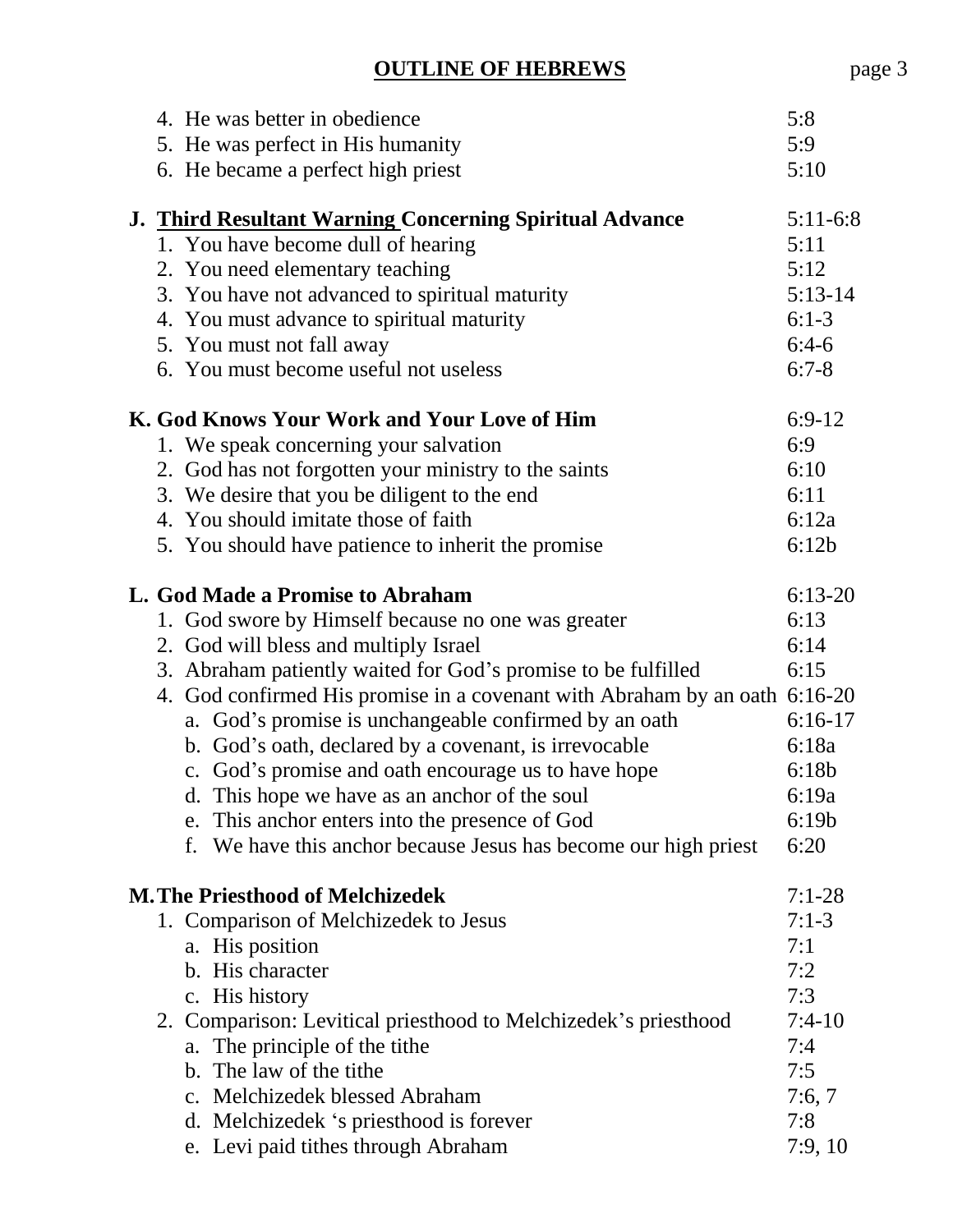4. He was better in obedience — 5:8
5. He was perfect in His humanity — 5:9
6. He became a perfect high priest — 5:10

**J. Third Resultant Warning Concerning Spiritual Advance** — 5:11-6:8

1. You have become dull of hearing — 5:11
2. You need elementary teaching — 5:12
3. You have not advanced to spiritual maturity — 5:13-14
4. You must advance to spiritual maturity — 6:1-3
5. You must not fall away — 6:4-6
6. You must become useful not useless — 6:7-8

**K. God Knows Your Work and Your Love of Him** — 6:9-12

1. We speak concerning your salvation — 6:9
2. God has not forgotten your ministry to the saints — 6:10
3. We desire that you be diligent to the end — 6:11
4. You should imitate those of faith — 6:12a
5. You should have patience to inherit the promise — 6:12b

**L. God Made a Promise to Abraham** — 6:13-20

1. God swore by Himself because no one was greater — 6:13
2. God will bless and multiply Israel — 6:14
3. Abraham patiently waited for God's promise to be fulfilled — 6:15
4. God confirmed His promise in a covenant with Abraham by an oath — 6:16-20
   - a. God's promise is unchangeable confirmed by an oath — 6:16-17
   - b. God's oath, declared by a covenant, is irrevocable — 6:18a
   - c. God's promise and oath encourage us to have hope — 6:18b
   - d. This hope we have as an anchor of the soul — 6:19a
   - e. This anchor enters into the presence of God — 6:19b
   - f. We have this anchor because Jesus has become our high priest — 6:20

**M. The Priesthood of Melchizedek** — 7:1-28

1. Comparison of Melchizedek to Jesus — 7:1-3
   - a. His position — 7:1
   - b. His character — 7:2
   - c. His history — 7:3
2. Comparison: Levitical priesthood to Melchizedek's priesthood — 7:4-10
   - a. The principle of the tithe — 7:4
   - b. The law of the tithe — 7:5
   - c. Melchizedek blessed Abraham — 7:6, 7
   - d. Melchizedek 's priesthood is forever — 7:8
   - e. Levi paid tithes through Abraham — 7:9, 10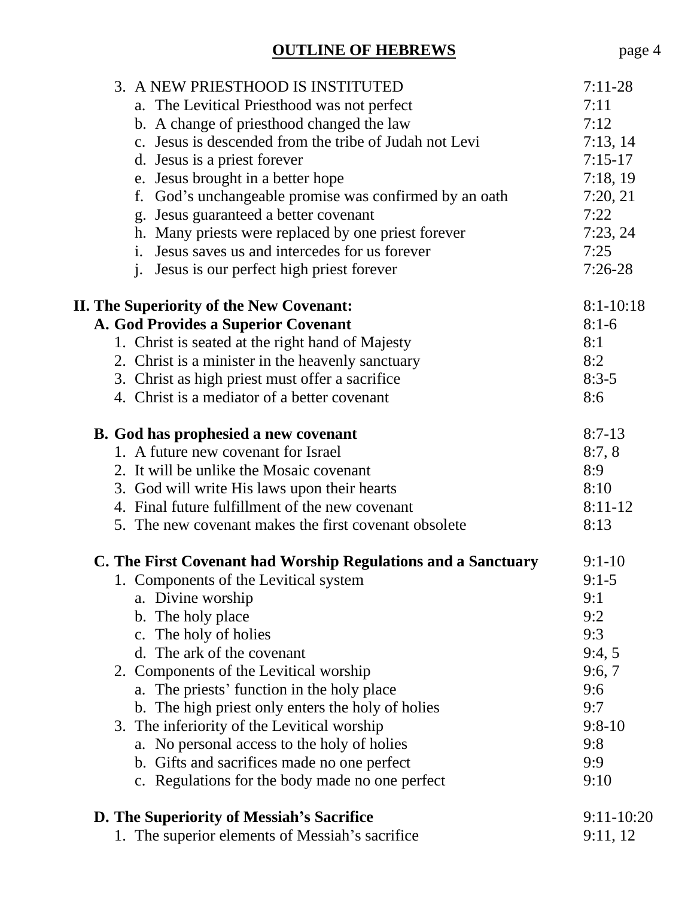## OUTLINE OF HEBREWS

| | |
|---|---|
| 3. A NEW PRIESTHOOD IS INSTITUTED | 7:11-28 |
| a. The Levitical Priesthood was not perfect | 7:11 |
| b. A change of priesthood changed the law | 7:12 |
| c. Jesus is descended from the tribe of Judah not Levi | 7:13, 14 |
| d. Jesus is a priest forever | 7:15-17 |
| e. Jesus brought in a better hope | 7:18, 19 |
| f. God's unchangeable promise was confirmed by an oath | 7:20, 21 |
| g. Jesus guaranteed a better covenant | 7:22 |
| h. Many priests were replaced by one priest forever | 7:23, 24 |
| i. Jesus saves us and intercedes for us forever | 7:25 |
| j. Jesus is our perfect high priest forever | 7:26-28 |

| | |
|---|---|
| **II. The Superiority of the New Covenant:** | 8:1-10:18 |
| **A. God Provides a Superior Covenant** | 8:1-6 |
| 1. Christ is seated at the right hand of Majesty | 8:1 |
| 2. Christ is a minister in the heavenly sanctuary | 8:2 |
| 3. Christ as high priest must offer a sacrifice | 8:3-5 |
| 4. Christ is a mediator of a better covenant | 8:6 |

| | |
|---|---|
| **B. God has prophesied a new covenant** | 8:7-13 |
| 1. A future new covenant for Israel | 8:7, 8 |
| 2. It will be unlike the Mosaic covenant | 8:9 |
| 3. God will write His laws upon their hearts | 8:10 |
| 4. Final future fulfillment of the new covenant | 8:11-12 |
| 5. The new covenant makes the first covenant obsolete | 8:13 |

| | |
|---|---|
| **C. The First Covenant had Worship Regulations and a Sanctuary** | 9:1-10 |
| 1. Components of the Levitical system | 9:1-5 |
| a. Divine worship | 9:1 |
| b. The holy place | 9:2 |
| c. The holy of holies | 9:3 |
| d. The ark of the covenant | 9:4, 5 |
| 2. Components of the Levitical worship | 9:6, 7 |
| a. The priests' function in the holy place | 9:6 |
| b. The high priest only enters the holy of holies | 9:7 |
| 3. The inferiority of the Levitical worship | 9:8-10 |
| a. No personal access to the holy of holies | 9:8 |
| b. Gifts and sacrifices made no one perfect | 9:9 |
| c. Regulations for the body made no one perfect | 9:10 |

| | |
|---|---|
| **D. The Superiority of Messiah's Sacrifice** | 9:11-10:20 |
| 1. The superior elements of Messiah's sacrifice | 9:11, 12 |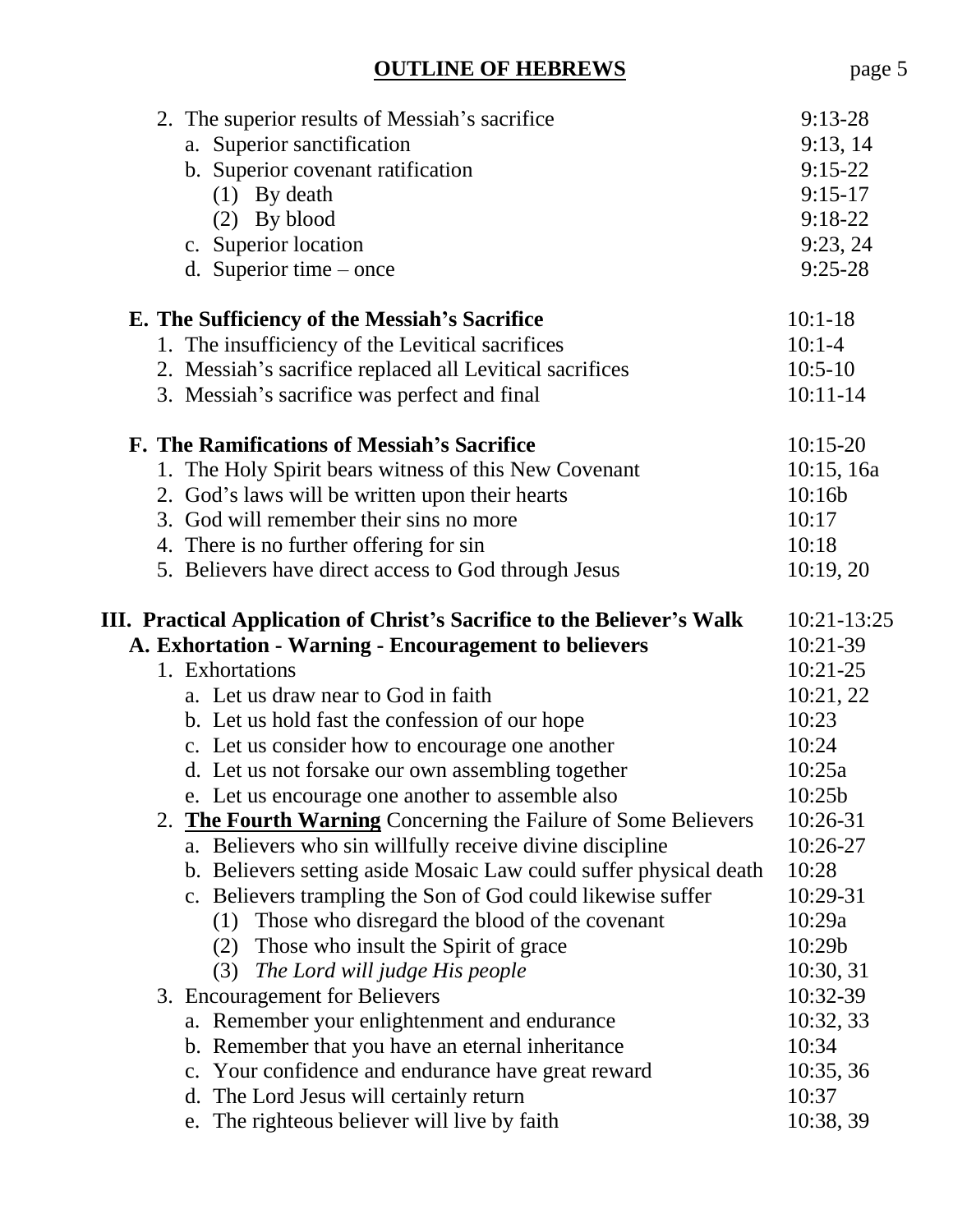**OUTLINE OF HEBREWS**

| | |
|---|---|
| 2. The superior results of Messiah's sacrifice | 9:13-28 |
| a. Superior sanctification | 9:13, 14 |
| b. Superior covenant ratification | 9:15-22 |
| (1) By death | 9:15-17 |
| (2) By blood | 9:18-22 |
| c. Superior location | 9:23, 24 |
| d. Superior time – once | 9:25-28 |
| **E. The Sufficiency of the Messiah's Sacrifice** | 10:1-18 |
| 1. The insufficiency of the Levitical sacrifices | 10:1-4 |
| 2. Messiah's sacrifice replaced all Levitical sacrifices | 10:5-10 |
| 3. Messiah's sacrifice was perfect and final | 10:11-14 |
| **F. The Ramifications of Messiah's Sacrifice** | 10:15-20 |
| 1. The Holy Spirit bears witness of this New Covenant | 10:15, 16a |
| 2. God's laws will be written upon their hearts | 10:16b |
| 3. God will remember their sins no more | 10:17 |
| 4. There is no further offering for sin | 10:18 |
| 5. Believers have direct access to God through Jesus | 10:19, 20 |
| **III. Practical Application of Christ's Sacrifice to the Believer's Walk** | 10:21-13:25 |
| **A. Exhortation - Warning - Encouragement to believers** | 10:21-39 |
| 1. Exhortations | 10:21-25 |
| a. Let us draw near to God in faith | 10:21, 22 |
| b. Let us hold fast the confession of our hope | 10:23 |
| c. Let us consider how to encourage one another | 10:24 |
| d. Let us not forsake our own assembling together | 10:25a |
| e. Let us encourage one another to assemble also | 10:25b |
| 2. **<u>The Fourth Warning</u>** Concerning the Failure of Some Believers | 10:26-31 |
| a. Believers who sin willfully receive divine discipline | 10:26-27 |
| b. Believers setting aside Mosaic Law could suffer physical death | 10:28 |
| c. Believers trampling the Son of God could likewise suffer | 10:29-31 |
| (1) Those who disregard the blood of the covenant | 10:29a |
| (2) Those who insult the Spirit of grace | 10:29b |
| (3) *The Lord will judge His people* | 10:30, 31 |
| 3. Encouragement for Believers | 10:32-39 |
| a. Remember your enlightenment and endurance | 10:32, 33 |
| b. Remember that you have an eternal inheritance | 10:34 |
| c. Your confidence and endurance have great reward | 10:35, 36 |
| d. The Lord Jesus will certainly return | 10:37 |
| e. The righteous believer will live by faith | 10:38, 39 |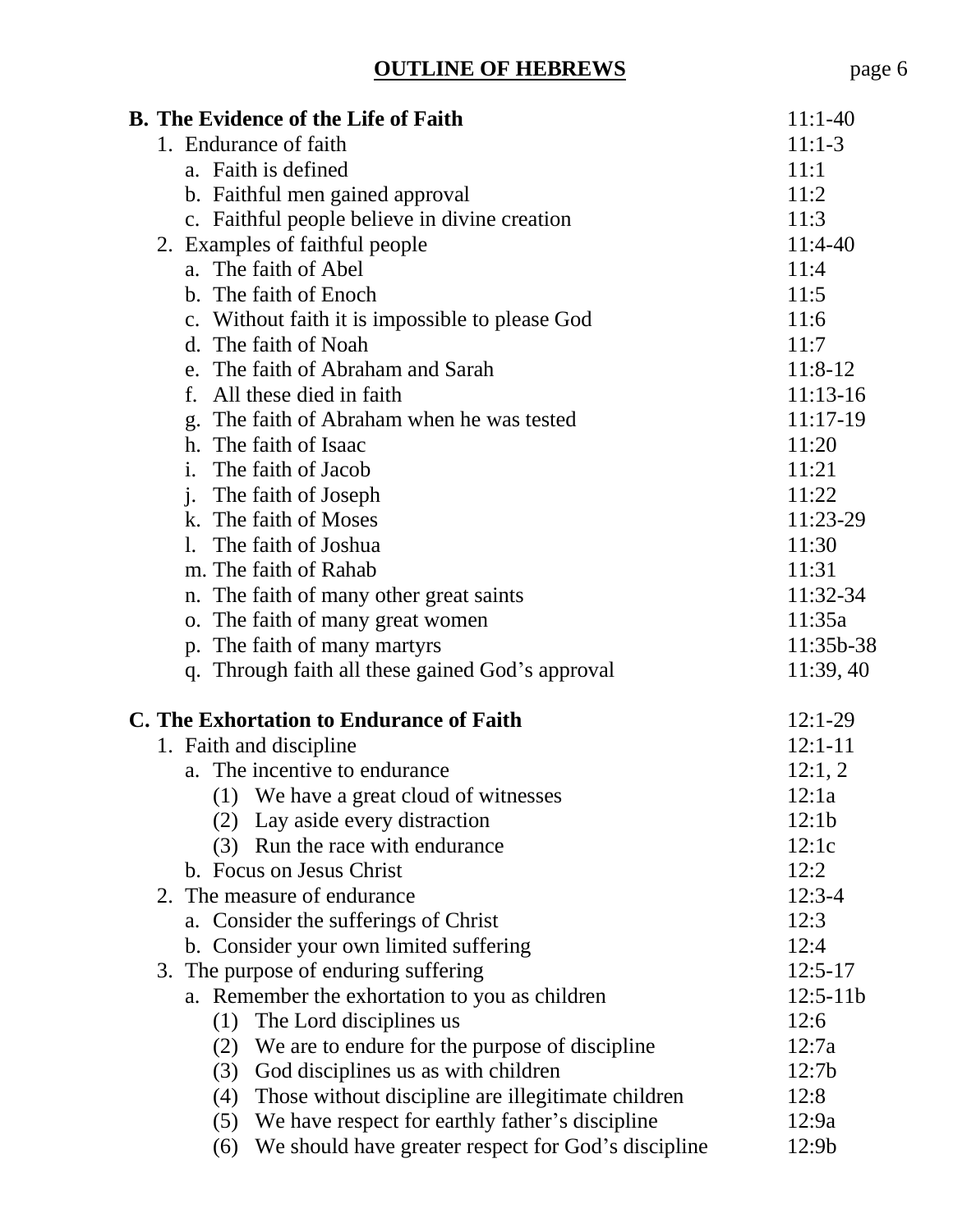## OUTLINE OF HEBREWS

| | |
|---|---|
| **B. The Evidence of the Life of Faith** | 11:1-40 |
| 1. Endurance of faith | 11:1-3 |
| a. Faith is defined | 11:1 |
| b. Faithful men gained approval | 11:2 |
| c. Faithful people believe in divine creation | 11:3 |
| 2. Examples of faithful people | 11:4-40 |
| a. The faith of Abel | 11:4 |
| b. The faith of Enoch | 11:5 |
| c. Without faith it is impossible to please God | 11:6 |
| d. The faith of Noah | 11:7 |
| e. The faith of Abraham and Sarah | 11:8-12 |
| f. All these died in faith | 11:13-16 |
| g. The faith of Abraham when he was tested | 11:17-19 |
| h. The faith of Isaac | 11:20 |
| i. The faith of Jacob | 11:21 |
| j. The faith of Joseph | 11:22 |
| k. The faith of Moses | 11:23-29 |
| l. The faith of Joshua | 11:30 |
| m. The faith of Rahab | 11:31 |
| n. The faith of many other great saints | 11:32-34 |
| o. The faith of many great women | 11:35a |
| p. The faith of many martyrs | 11:35b-38 |
| q. Through faith all these gained God's approval | 11:39, 40 |
| | |
| **C. The Exhortation to Endurance of Faith** | 12:1-29 |
| 1. Faith and discipline | 12:1-11 |
| a. The incentive to endurance | 12:1, 2 |
| (1) We have a great cloud of witnesses | 12:1a |
| (2) Lay aside every distraction | 12:1b |
| (3) Run the race with endurance | 12:1c |
| b. Focus on Jesus Christ | 12:2 |
| 2. The measure of endurance | 12:3-4 |
| a. Consider the sufferings of Christ | 12:3 |
| b. Consider your own limited suffering | 12:4 |
| 3. The purpose of enduring suffering | 12:5-17 |
| a. Remember the exhortation to you as children | 12:5-11b |
| (1) The Lord disciplines us | 12:6 |
| (2) We are to endure for the purpose of discipline | 12:7a |
| (3) God disciplines us as with children | 12:7b |
| (4) Those without discipline are illegitimate children | 12:8 |
| (5) We have respect for earthly father's discipline | 12:9a |
| (6) We should have greater respect for God's discipline | 12:9b |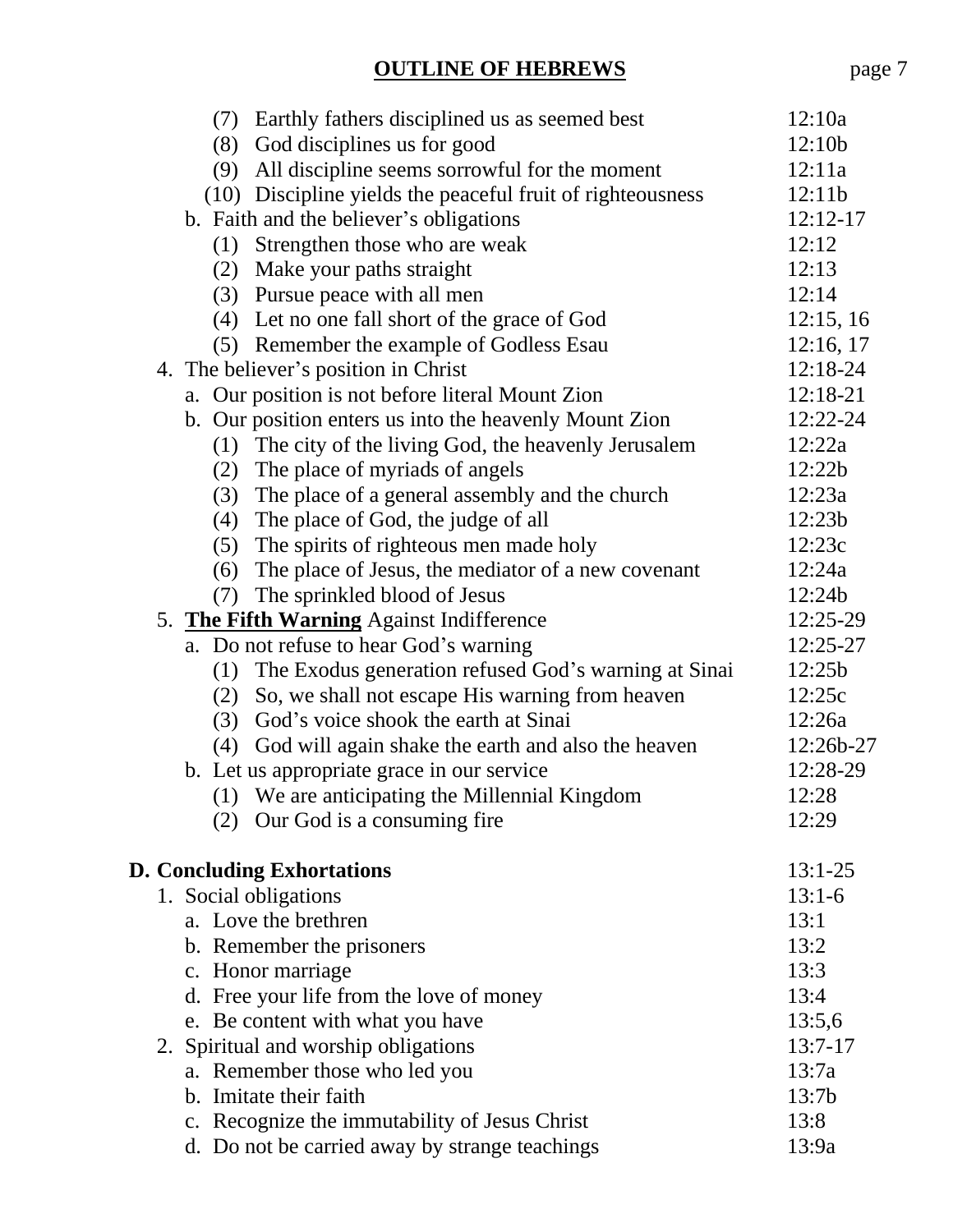| | |
|---|---|
| (7) Earthly fathers disciplined us as seemed best | 12:10a |
| (8) God disciplines us for good | 12:10b |
| (9) All discipline seems sorrowful for the moment | 12:11a |
| (10) Discipline yields the peaceful fruit of righteousness | 12:11b |
| b. Faith and the believer's obligations | 12:12-17 |
| (1) Strengthen those who are weak | 12:12 |
| (2) Make your paths straight | 12:13 |
| (3) Pursue peace with all men | 12:14 |
| (4) Let no one fall short of the grace of God | 12:15, 16 |
| (5) Remember the example of Godless Esau | 12:16, 17 |
| 4. The believer's position in Christ | 12:18-24 |
| a. Our position is not before literal Mount Zion | 12:18-21 |
| b. Our position enters us into the heavenly Mount Zion | 12:22-24 |
| (1) The city of the living God, the heavenly Jerusalem | 12:22a |
| (2) The place of myriads of angels | 12:22b |
| (3) The place of a general assembly and the church | 12:23a |
| (4) The place of God, the judge of all | 12:23b |
| (5) The spirits of righteous men made holy | 12:23c |
| (6) The place of Jesus, the mediator of a new covenant | 12:24a |
| (7) The sprinkled blood of Jesus | 12:24b |
| 5. **<u>The Fifth Warning</u>** Against Indifference | 12:25-29 |
| a. Do not refuse to hear God's warning | 12:25-27 |
| (1) The Exodus generation refused God's warning at Sinai | 12:25b |
| (2) So, we shall not escape His warning from heaven | 12:25c |
| (3) God's voice shook the earth at Sinai | 12:26a |
| (4) God will again shake the earth and also the heaven | 12:26b-27 |
| b. Let us appropriate grace in our service | 12:28-29 |
| (1) We are anticipating the Millennial Kingdom | 12:28 |
| (2) Our God is a consuming fire | 12:29 |

| | |
|---|---|
| **D. Concluding Exhortations** | 13:1-25 |
| 1. Social obligations | 13:1-6 |
| a. Love the brethren | 13:1 |
| b. Remember the prisoners | 13:2 |
| c. Honor marriage | 13:3 |
| d. Free your life from the love of money | 13:4 |
| e. Be content with what you have | 13:5,6 |
| 2. Spiritual and worship obligations | 13:7-17 |
| a. Remember those who led you | 13:7a |
| b. Imitate their faith | 13:7b |
| c. Recognize the immutability of Jesus Christ | 13:8 |
| d. Do not be carried away by strange teachings | 13:9a |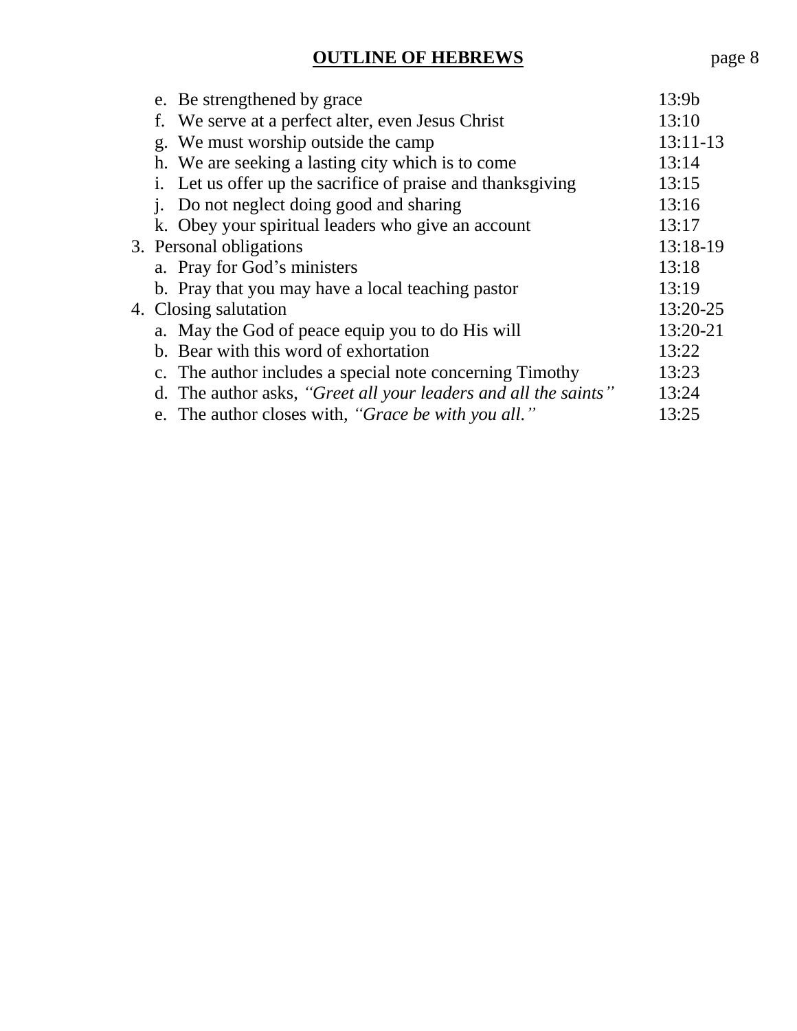# OUTLINE OF HEBREWS

| | |
|---|---|
| e. Be strengthened by grace | 13:9b |
| f. We serve at a perfect alter, even Jesus Christ | 13:10 |
| g. We must worship outside the camp | 13:11-13 |
| h. We are seeking a lasting city which is to come | 13:14 |
| i. Let us offer up the sacrifice of praise and thanksgiving | 13:15 |
| j. Do not neglect doing good and sharing | 13:16 |
| k. Obey your spiritual leaders who give an account | 13:17 |
| 3. Personal obligations | 13:18-19 |
| a. Pray for God's ministers | 13:18 |
| b. Pray that you may have a local teaching pastor | 13:19 |
| 4. Closing salutation | 13:20-25 |
| a. May the God of peace equip you to do His will | 13:20-21 |
| b. Bear with this word of exhortation | 13:22 |
| c. The author includes a special note concerning Timothy | 13:23 |
| d. The author asks, *"Greet all your leaders and all the saints"* | 13:24 |
| e. The author closes with, *"Grace be with you all."* | 13:25 |